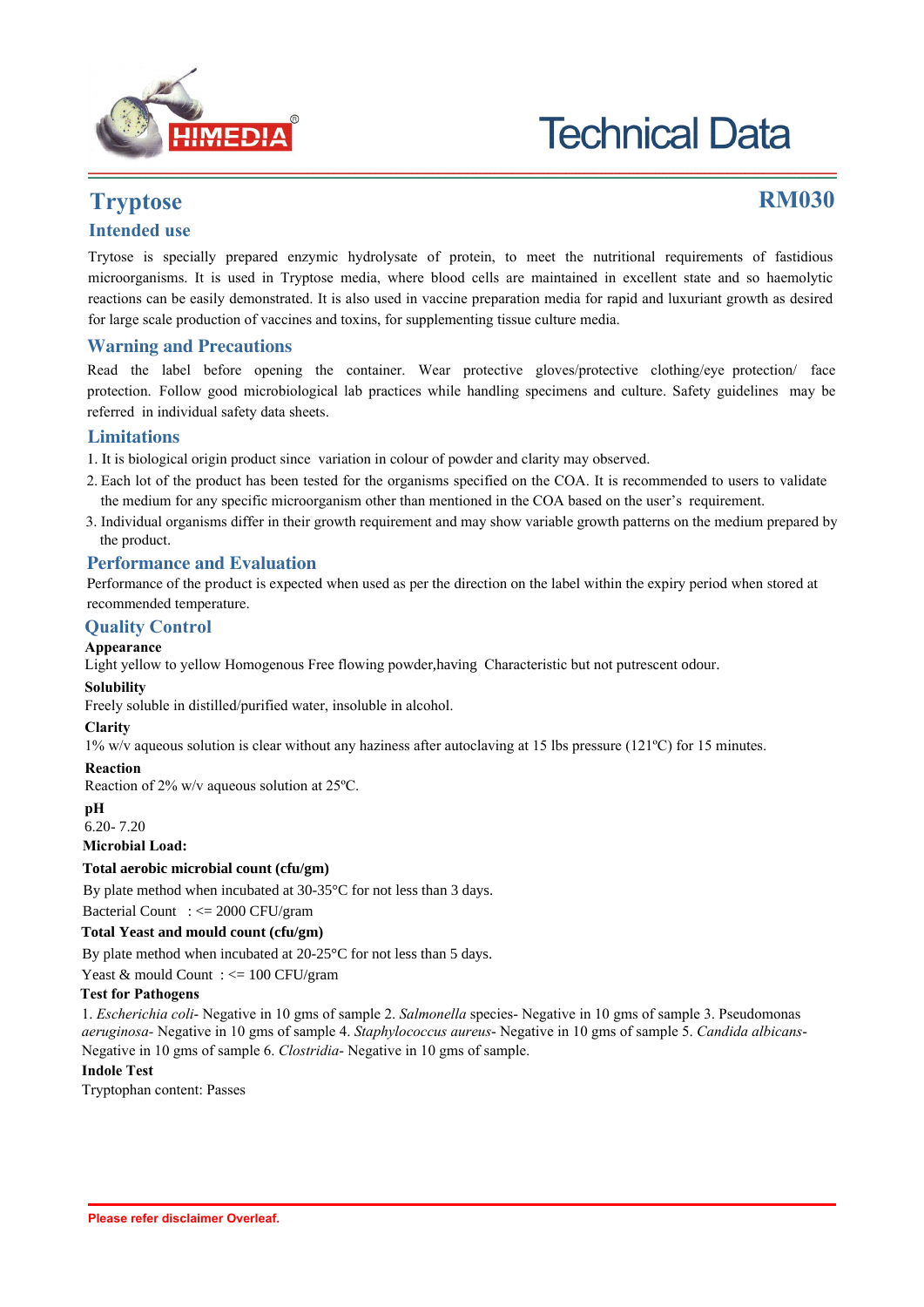# Technical Data

## Tryptose

**RM030**

### Intended use

Trytose is specially prepared enzymic hydrolysate of protein, to meet the nutritional requirements of fastidious microorganisms. It is used in Tryptose media, where blood cells are maintained in excellent state and so haemolytic reactions can be easily demonstrated. It is also used in vaccine preparation media for rapid and luxuriant growth as desired for large scale production of vaccines and toxins, for supplementing tissue culture media.

### Warning and Precautions

Read the label before opening the container. Wear protective gloves/protective clothing/eye protection/ face protection. Follow good microbiological lab practices while handling specimens and culture. Safety guidelines may be referred in individual safety data sheets.

### Limitations

1. It is biological origin product since variation in colour of powder and clarity may observed.
2. Each lot of the product has been tested for the organisms specified on the COA. It is recommended to users to validate the medium for any specific microorganism other than mentioned in the COA based on the user's requirement.
3. Individual organisms differ in their growth requirement and may show variable growth patterns on the medium prepared by the product.

### Performance and Evaluation

Performance of the product is expected when used as per the direction on the label within the expiry period when stored at recommended temperature.

### Quality Control

**Appearance**

Light yellow to yellow Homogenous Free flowing powder,having Characteristic but not putrescent odour.

**Solubility**

Freely soluble in distilled/purified water, insoluble in alcohol.

**Clarity**

1% w/v aqueous solution is clear without any haziness after autoclaving at 15 lbs pressure (121ºC) for 15 minutes.

**Reaction**

Reaction of 2% w/v aqueous solution at 25ºC.

**pH**

6.20- 7.20

**Microbial Load:**

**Total aerobic microbial count (cfu/gm)**

By plate method when incubated at 30-35°C for not less than 3 days.

Bacterial Count : <= 2000 CFU/gram

**Total Yeast and mould count (cfu/gm)**

By plate method when incubated at 20-25°C for not less than 5 days.

Yeast & mould Count : <= 100 CFU/gram

**Test for Pathogens**

1. *Escherichia coli*- Negative in 10 gms of sample 2. *Salmonella* species- Negative in 10 gms of sample 3. Pseudomonas *aeruginosa*- Negative in 10 gms of sample 4. *Staphylococcus aureus*- Negative in 10 gms of sample 5. *Candida albicans*- Negative in 10 gms of sample 6. *Clostridia*- Negative in 10 gms of sample.

**Indole Test**

Tryptophan content: Passes

Please refer disclaimer Overleaf.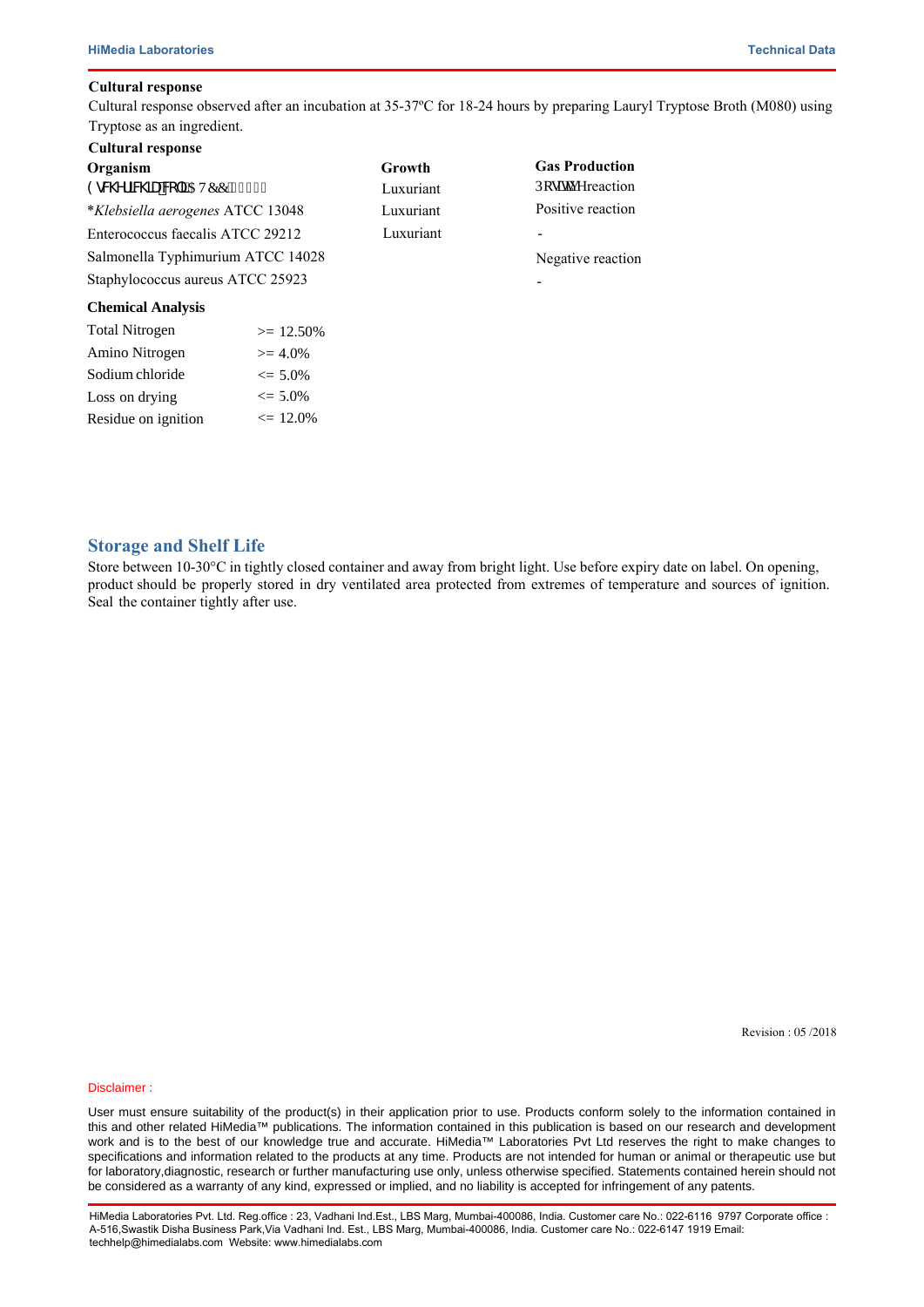**Cultural response**

Cultural response observed after an incubation at 35-37ºC for 18-24 hours by preparing Lauryl Tryptose Broth (M080) using Tryptose as an ingredient.

**Cultural response**

| Organism | Growth | Gas Production |
| --- | --- | --- |
| Escherichia coli ATCC 25922 | Luxuriant | Positive reaction |
| **Klebsiella aerogenes* ATCC 13048 | Luxuriant | Positive reaction |
| Enterococcus faecalis ATCC 29212 | Luxuriant | - |
| Salmonella Typhimurium ATCC 14028 | | Negative reaction |
| Staphylococcus aureus ATCC 25923 | | - |

**Chemical Analysis**

| | |
| --- | --- |
| Total Nitrogen | >= 12.50% |
| Amino Nitrogen | >= 4.0% |
| Sodium chloride | <= 5.0% |
| Loss on drying | <= 5.0% |
| Residue on ignition | <= 12.0% |

## Storage and Shelf Life

Store between 10-30°C in tightly closed container and away from bright light. Use before expiry date on label. On opening, product should be properly stored in dry ventilated area protected from extremes of temperature and sources of ignition. Seal the container tightly after use.

Revision : 05 /2018

Disclaimer :

User must ensure suitability of the product(s) in their application prior to use. Products conform solely to the information contained in this and other related HiMedia™ publications. The information contained in this publication is based on our research and development work and is to the best of our knowledge true and accurate. HiMedia™ Laboratories Pvt Ltd reserves the right to make changes to specifications and information related to the products at any time. Products are not intended for human or animal or therapeutic use but for laboratory,diagnostic, research or further manufacturing use only, unless otherwise specified. Statements contained herein should not be considered as a warranty of any kind, expressed or implied, and no liability is accepted for infringement of any patents.

HiMedia Laboratories Pvt. Ltd. Reg.office : 23, Vadhani Ind.Est., LBS Marg, Mumbai-400086, India. Customer care No.: 022-6116 9797 Corporate office : A-516,Swastik Disha Business Park,Via Vadhani Ind. Est., LBS Marg, Mumbai-400086, India. Customer care No.: 022-6147 1919 Email: techhelp@himedialabs.com Website: www.himedialabs.com